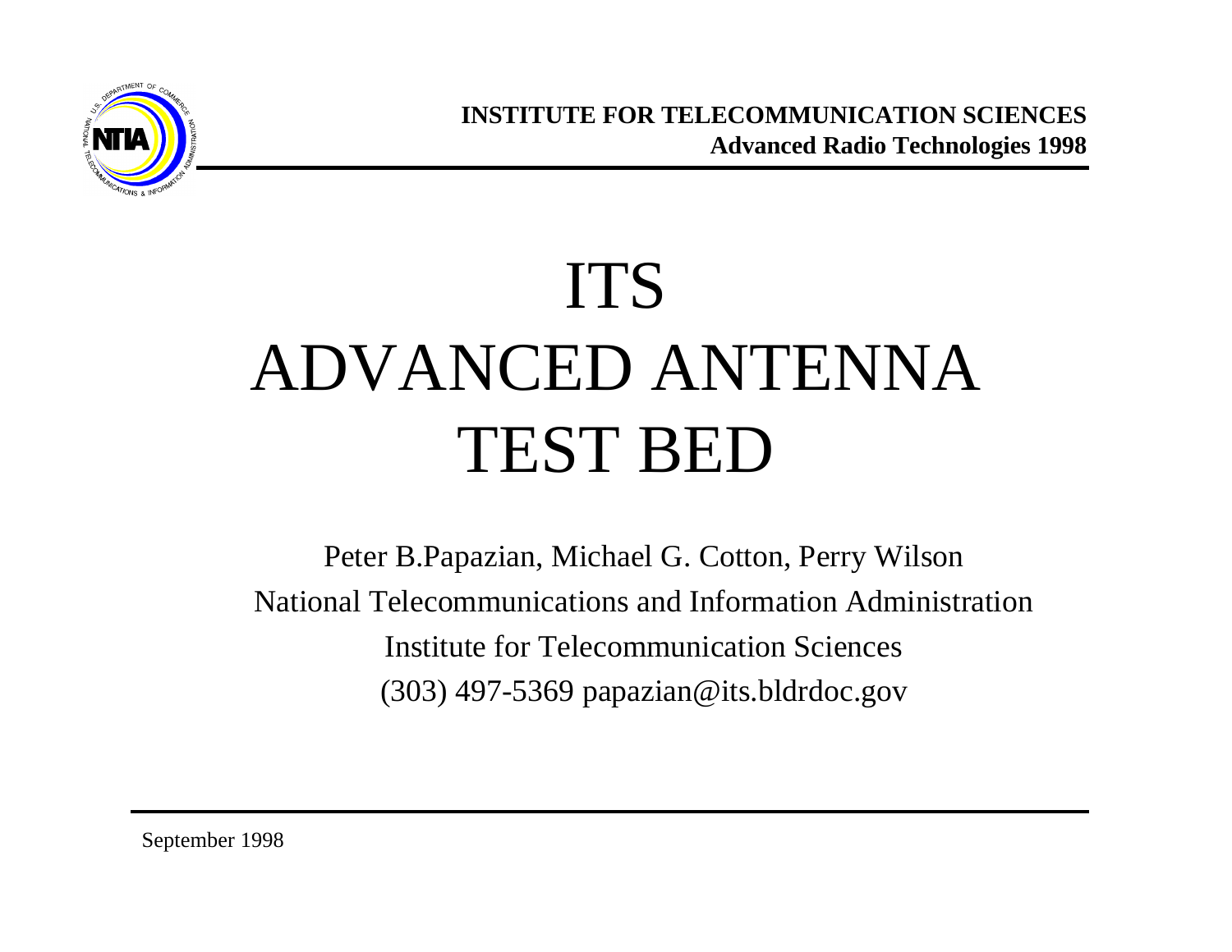**INSTITUTE FOR TELECOMMUNICATION SCIENCES**
**Advanced Radio Technologies 1998**

# ITS ADVANCED ANTENNA TEST BED

Peter B.Papazian, Michael G. Cotton, Perry Wilson

National Telecommunications and Information Administration

Institute for Telecommunication Sciences

(303) 497-5369 papazian@its.bldrdoc.gov

September 1998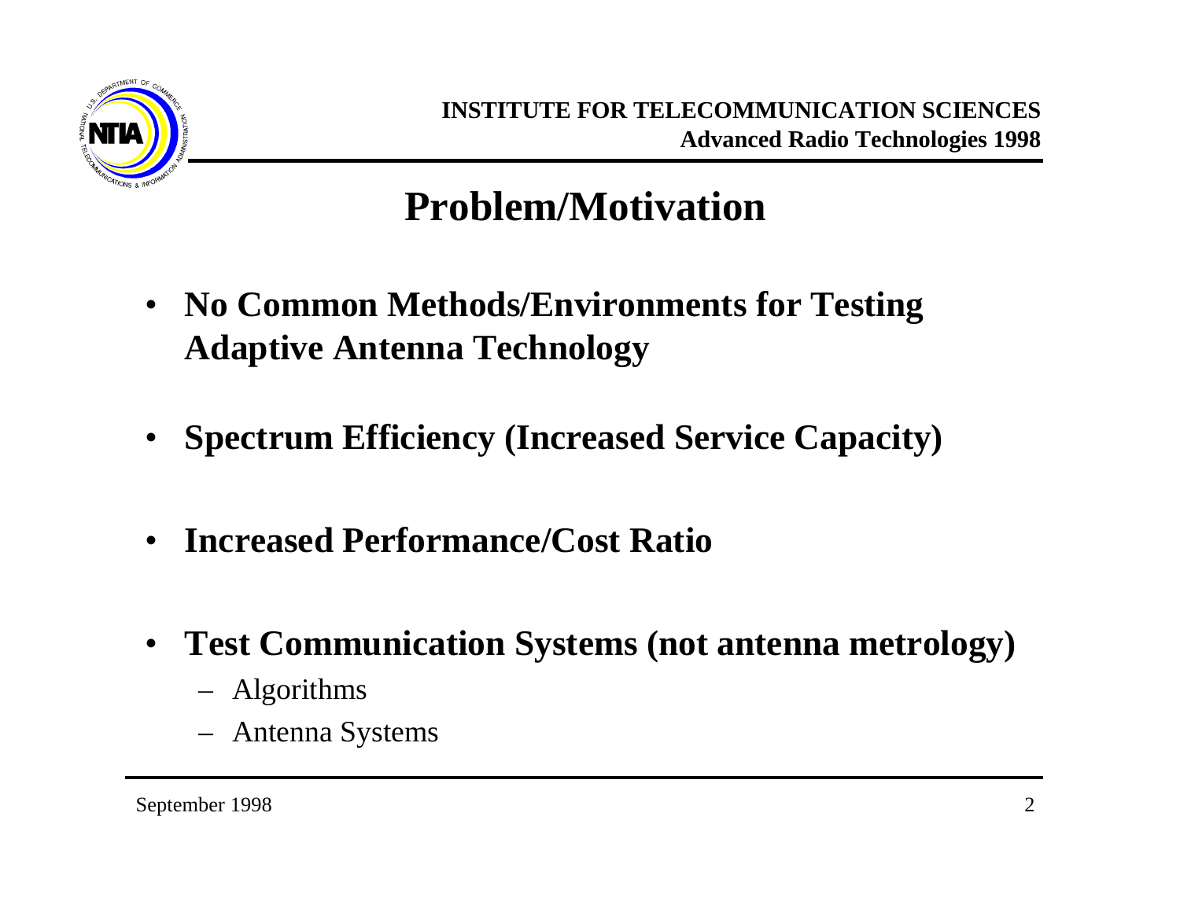# Problem/Motivation

- **No Common Methods/Environments for Testing Adaptive Antenna Technology**
- **Spectrum Efficiency (Increased Service Capacity)**
- **Increased Performance/Cost Ratio**
- **Test Communication Systems (not antenna metrology)**
  - Algorithms
  - Antenna Systems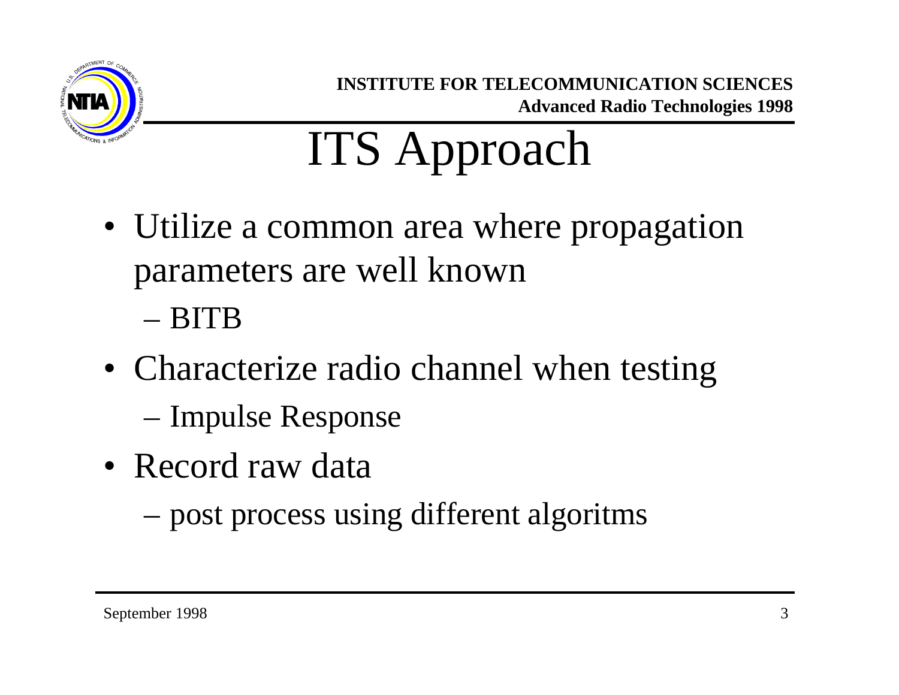# ITS Approach

- Utilize a common area where propagation parameters are well known
  - BITB
- Characterize radio channel when testing
  - Impulse Response
- Record raw data
  - post process using different algoritms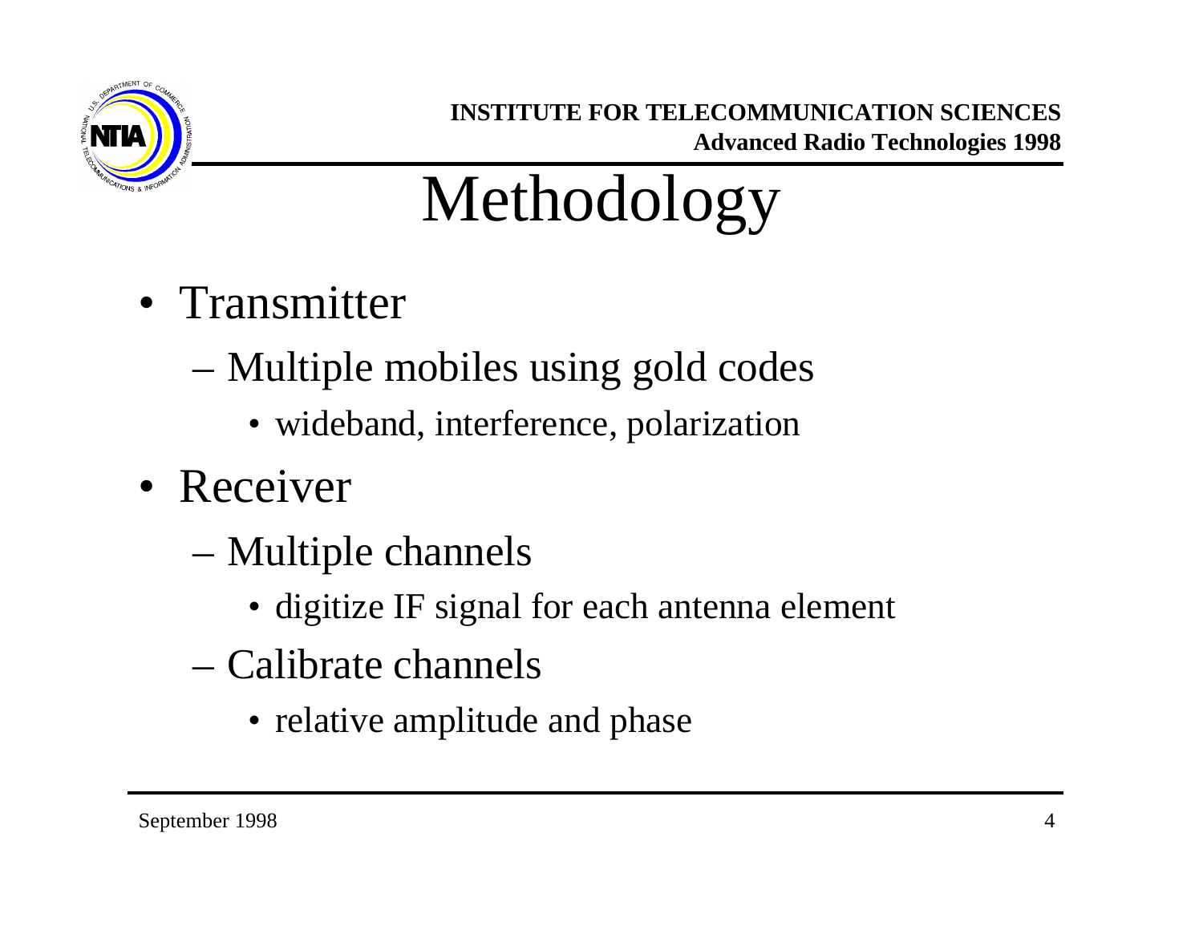# Methodology

- Transmitter
  - Multiple mobiles using gold codes
    - wideband, interference, polarization
- Receiver
  - Multiple channels
    - digitize IF signal for each antenna element
  - Calibrate channels
    - relative amplitude and phase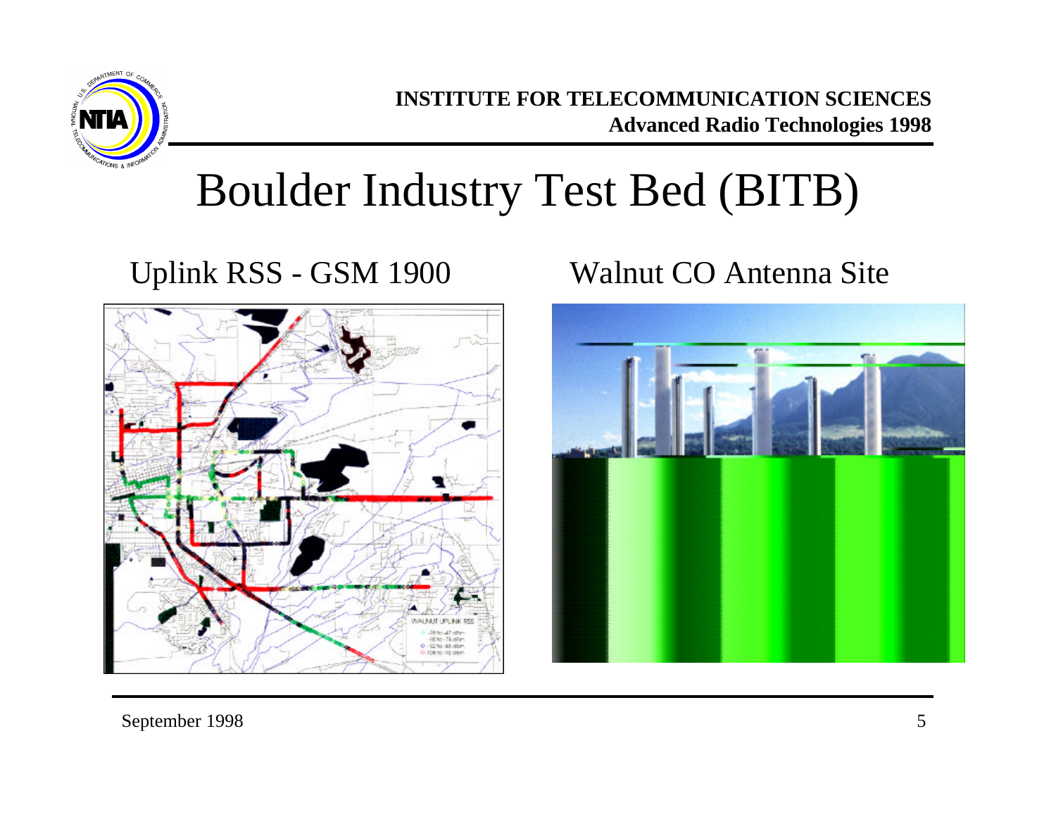# Boulder Industry Test Bed (BITB)

Uplink RSS - GSM 1900

Walnut CO Antenna Site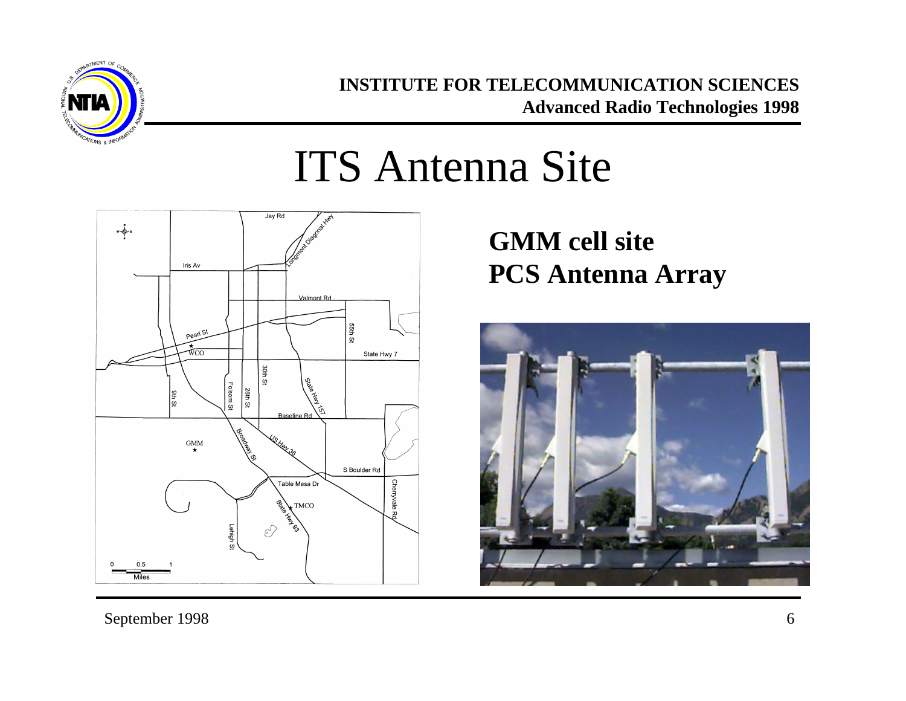# ITS Antenna Site

**GMM cell site**
**PCS Antenna Array**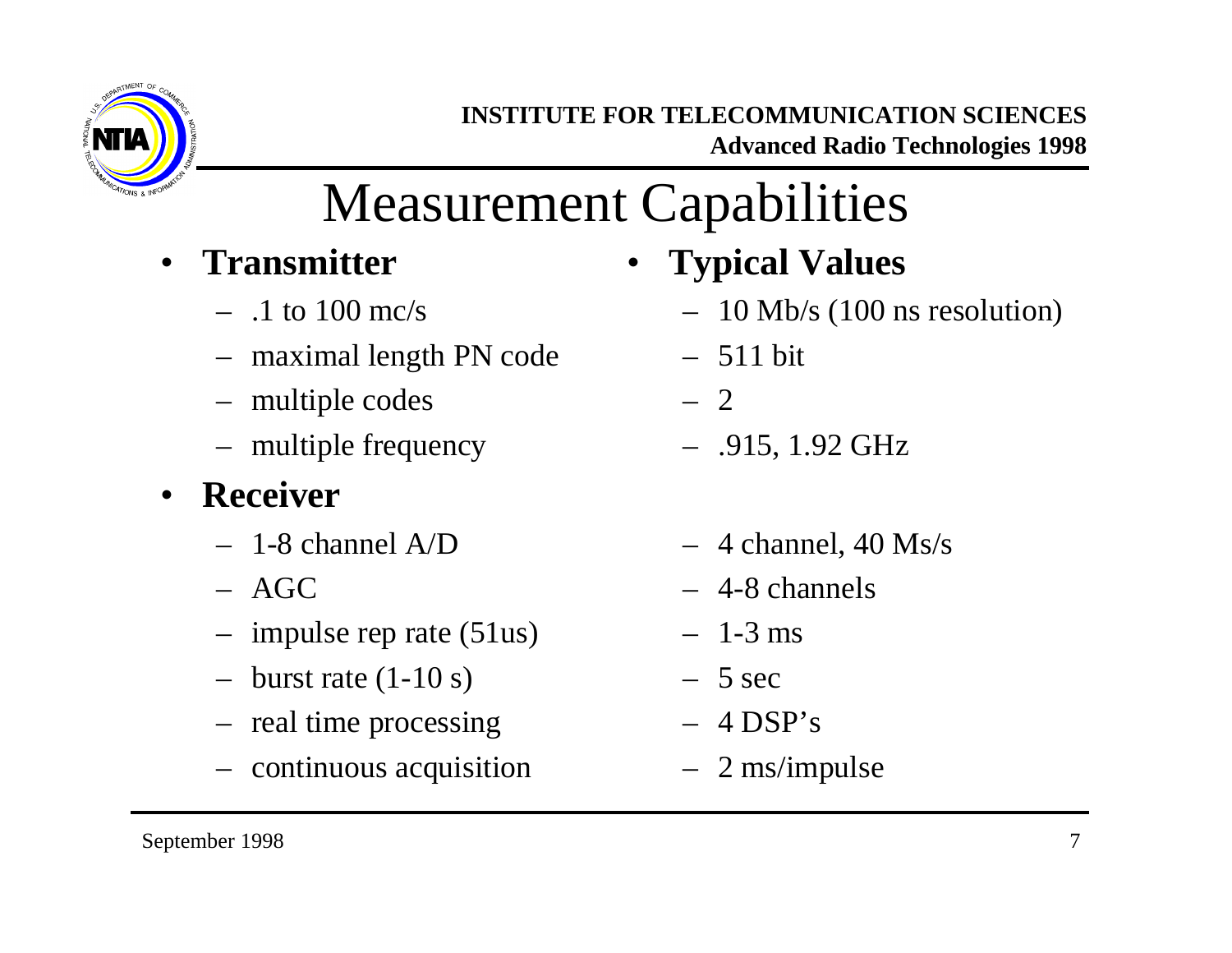# Measurement Capabilities

| | Typical Values |
|---|---|
| **Transmitter** | |
| .1 to 100 mc/s | 10 Mb/s (100 ns resolution) |
| maximal length PN code | 511 bit |
| multiple codes | 2 |
| multiple frequency | .915, 1.92 GHz |
| **Receiver** | |
| 1-8 channel A/D | 4 channel, 40 Ms/s |
| AGC | 4-8 channels |
| impulse rep rate (51us) | 1-3 ms |
| burst rate (1-10 s) | 5 sec |
| real time processing | 4 DSP's |
| continuous acquisition | 2 ms/impulse |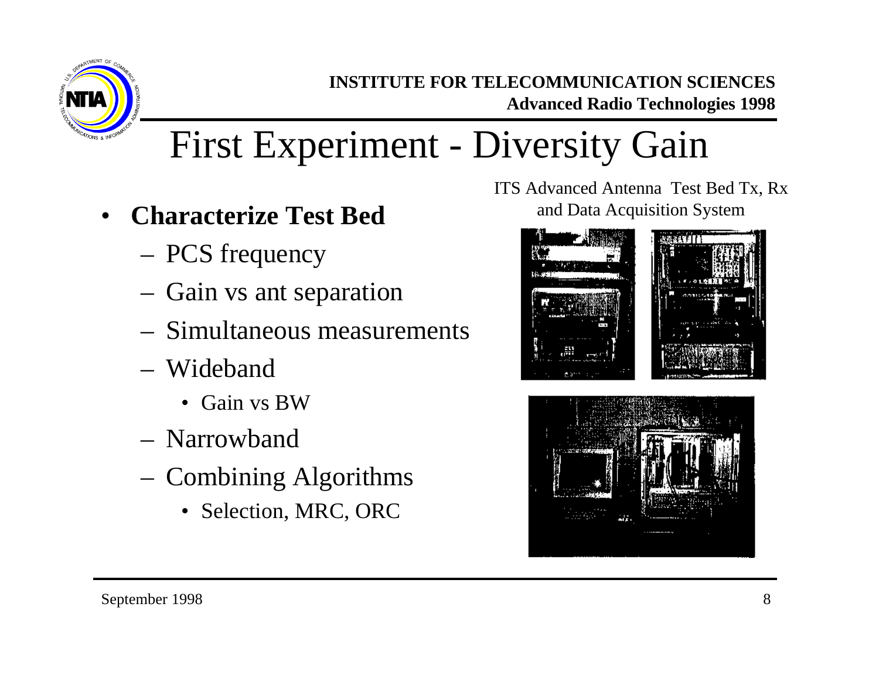# First Experiment - Diversity Gain

- **Characterize Test Bed**
  - PCS frequency
  - Gain vs ant separation
  - Simultaneous measurements
  - Wideband
    - Gain vs BW
  - Narrowband
  - Combining Algorithms
    - Selection, MRC, ORC

ITS Advanced Antenna Test Bed Tx, Rx and Data Acquisition System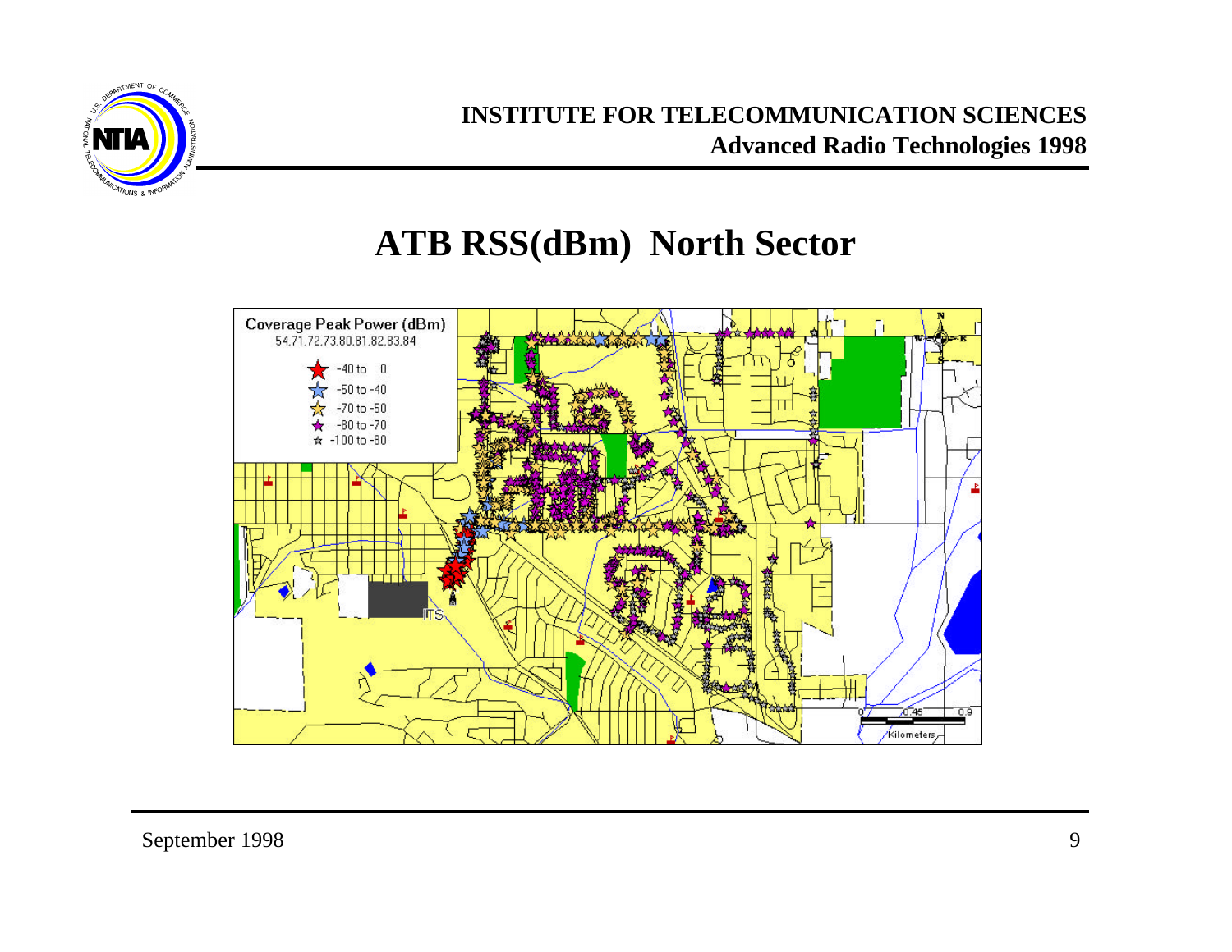# ATB RSS(dBm) North Sector

Coverage Peak Power (dBm)
54,71,72,73,80,81,82,83,84

- -40 to 0
- -50 to -40
- -70 to -50
- -80 to -70
- -100 to -80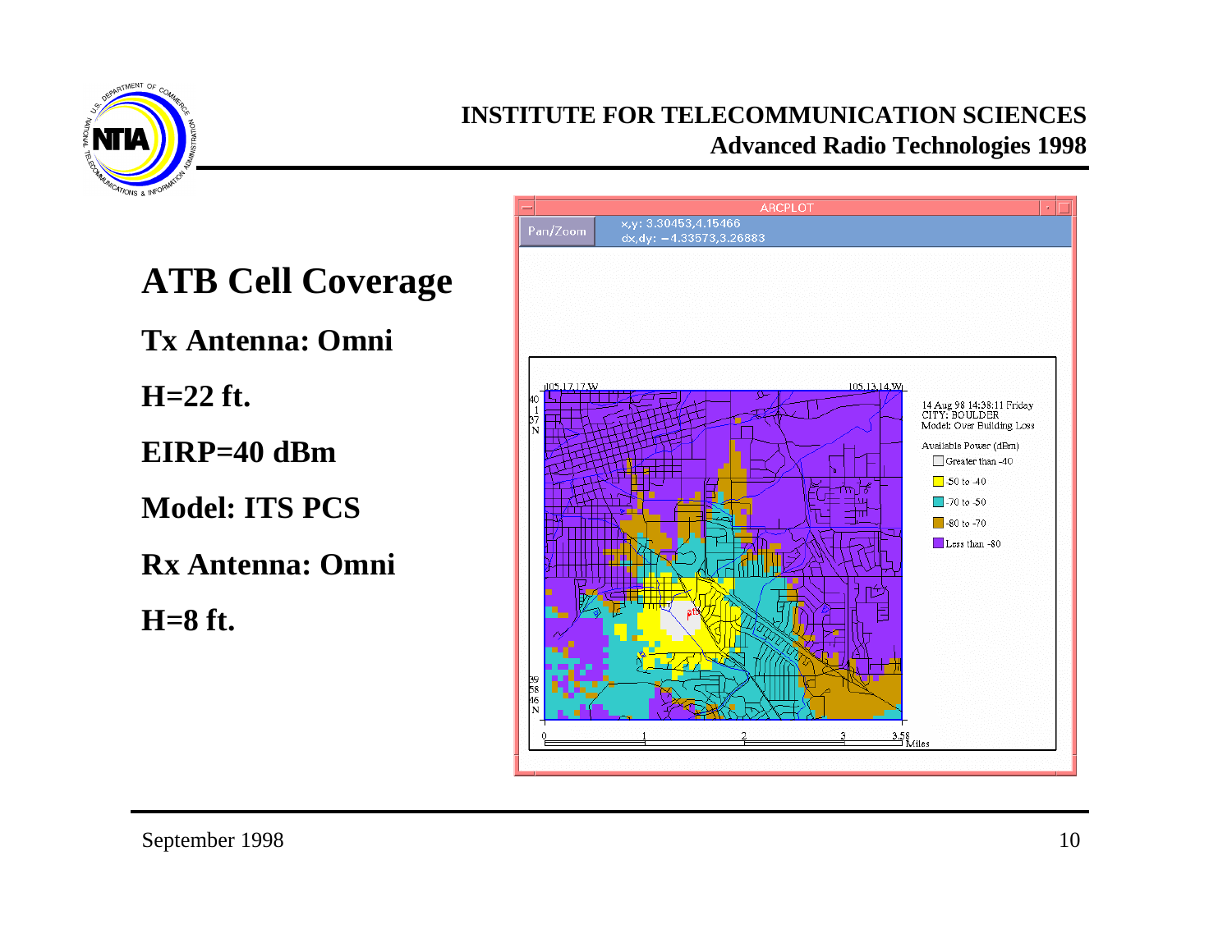# ATB Cell Coverage

**Tx Antenna: Omni**

**H=22 ft.**

**EIRP=40 dBm**

**Model: ITS PCS**

**Rx Antenna: Omni**

**H=8 ft.**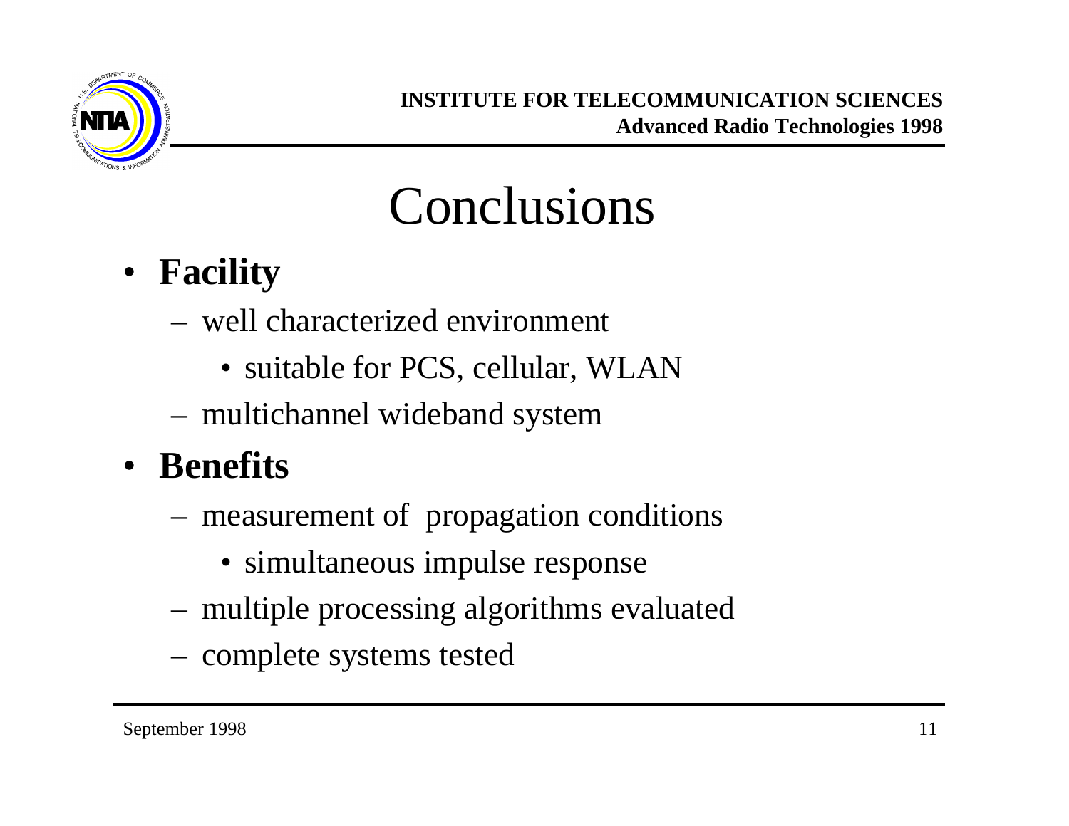# Conclusions

- **Facility**
  - well characterized environment
    - suitable for PCS, cellular, WLAN
  - multichannel wideband system
- **Benefits**
  - measurement of propagation conditions
    - simultaneous impulse response
  - multiple processing algorithms evaluated
  - complete systems tested